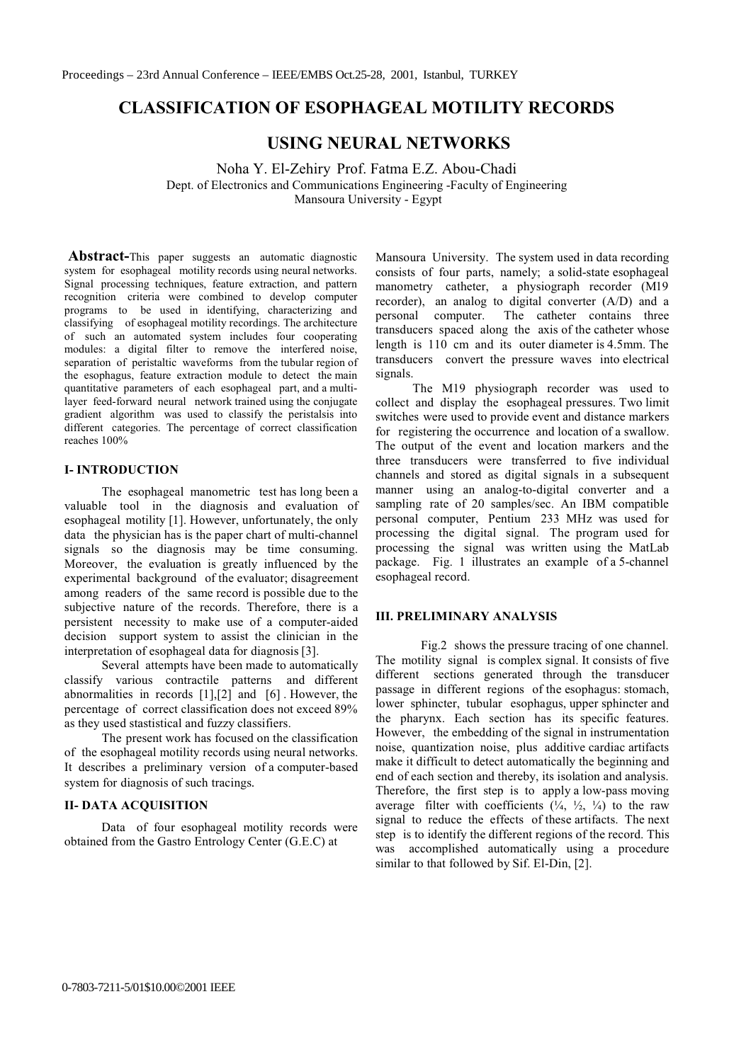# CLASSIFICATION OF ESOPHAGEAL MOTILITY RECORDS USING NEURAL NETWORKS

Noha Y. El-Zehiry Prof. Fatma E.Z. Abou-Chadi

Dept. of Electronics and Communications Engineering -Faculty of Engineering
Mansoura University - Egypt

**Abstract-**This paper suggests an automatic diagnostic system for esophageal motility records using neural networks. Signal processing techniques, feature extraction, and pattern recognition criteria were combined to develop computer programs to be used in identifying, characterizing and classifying of esophageal motility recordings. The architecture of such an automated system includes four cooperating modules: a digital filter to remove the interfered noise, separation of peristaltic waveforms from the tubular region of the esophagus, feature extraction module to detect the main quantitative parameters of each esophageal part, and a multi-layer feed-forward neural network trained using the conjugate gradient algorithm was used to classify the peristalsis into different categories. The percentage of correct classification reaches 100%

## I- INTRODUCTION

The esophageal manometric test has long been a valuable tool in the diagnosis and evaluation of esophageal motility [1]. However, unfortunately, the only data the physician has is the paper chart of multi-channel signals so the diagnosis may be time consuming. Moreover, the evaluation is greatly influenced by the experimental background of the evaluator; disagreement among readers of the same record is possible due to the subjective nature of the records. Therefore, there is a persistent necessity to make use of a computer-aided decision support system to assist the clinician in the interpretation of esophageal data for diagnosis [3].

Several attempts have been made to automatically classify various contractile patterns and different abnormalities in records [1],[2] and [6] . However, the percentage of correct classification does not exceed 89% as they used stastistical and fuzzy classifiers.

The present work has focused on the classification of the esophageal motility records using neural networks. It describes a preliminary version of a computer-based system for diagnosis of such tracings.

## II- DATA ACQUISITION

Data of four esophageal motility records were obtained from the Gastro Entrology Center (G.E.C) at Mansoura University. The system used in data recording consists of four parts, namely; a solid-state esophageal manometry catheter, a physiograph recorder (M19 recorder), an analog to digital converter (A/D) and a personal computer. The catheter contains three transducers spaced along the axis of the catheter whose length is 110 cm and its outer diameter is 4.5mm. The transducers convert the pressure waves into electrical signals.

The M19 physiograph recorder was used to collect and display the esophageal pressures. Two limit switches were used to provide event and distance markers for registering the occurrence and location of a swallow. The output of the event and location markers and the three transducers were transferred to five individual channels and stored as digital signals in a subsequent manner using an analog-to-digital converter and a sampling rate of 20 samples/sec. An IBM compatible personal computer, Pentium 233 MHz was used for processing the digital signal. The program used for processing the signal was written using the MatLab package. Fig. 1 illustrates an example of a 5-channel esophageal record.

## III. PRELIMINARY ANALYSIS

Fig.2 shows the pressure tracing of one channel. The motility signal is complex signal. It consists of five different sections generated through the transducer passage in different regions of the esophagus: stomach, lower sphincter, tubular esophagus, upper sphincter and the pharynx. Each section has its specific features. However, the embedding of the signal in instrumentation noise, quantization noise, plus additive cardiac artifacts make it difficult to detect automatically the beginning and end of each section and thereby, its isolation and analysis. Therefore, the first step is to apply a low-pass moving average filter with coefficients (¼, ½, ¼) to the raw signal to reduce the effects of these artifacts. The next step is to identify the different regions of the record. This was accomplished automatically using a procedure similar to that followed by Sif. El-Din, [2].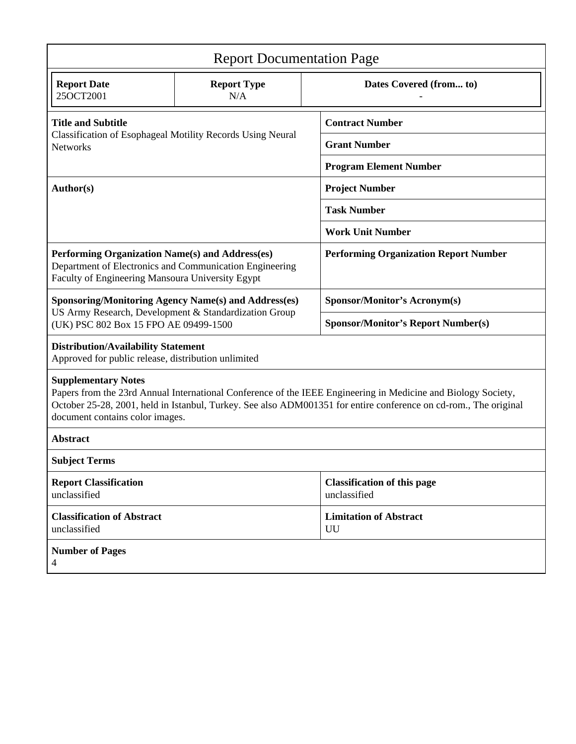# Report Documentation Page

| Report Date | Report Type | Dates Covered (from... to) |
|---|---|---|
| 25OCT2001 | N/A | - |

| | |
|---|---|
| **Title and Subtitle**<br>Classification of Esophageal Motility Records Using Neural Networks | **Contract Number** |
| | **Grant Number** |
| | **Program Element Number** |
| **Author(s)** | **Project Number** |
| | **Task Number** |
| | **Work Unit Number** |
| **Performing Organization Name(s) and Address(es)**<br>Department of Electronics and Communication Engineering Faculty of Engineering Mansoura University Egypt | **Performing Organization Report Number** |
| **Sponsoring/Monitoring Agency Name(s) and Address(es)**<br>US Army Research, Development & Standardization Group (UK) PSC 802 Box 15 FPO AE 09499-1500 | **Sponsor/Monitor's Acronym(s)** |
| | **Sponsor/Monitor's Report Number(s)** |

**Distribution/Availability Statement**
Approved for public release, distribution unlimited

**Supplementary Notes**
Papers from the 23rd Annual International Conference of the IEEE Engineering in Medicine and Biology Society, October 25-28, 2001, held in Istanbul, Turkey. See also ADM001351 for entire conference on cd-rom., The original document contains color images.

**Abstract**

**Subject Terms**

| | |
|---|---|
| **Report Classification**<br>unclassified | **Classification of this page**<br>unclassified |
| **Classification of Abstract**<br>unclassified | **Limitation of Abstract**<br>UU |

**Number of Pages**
4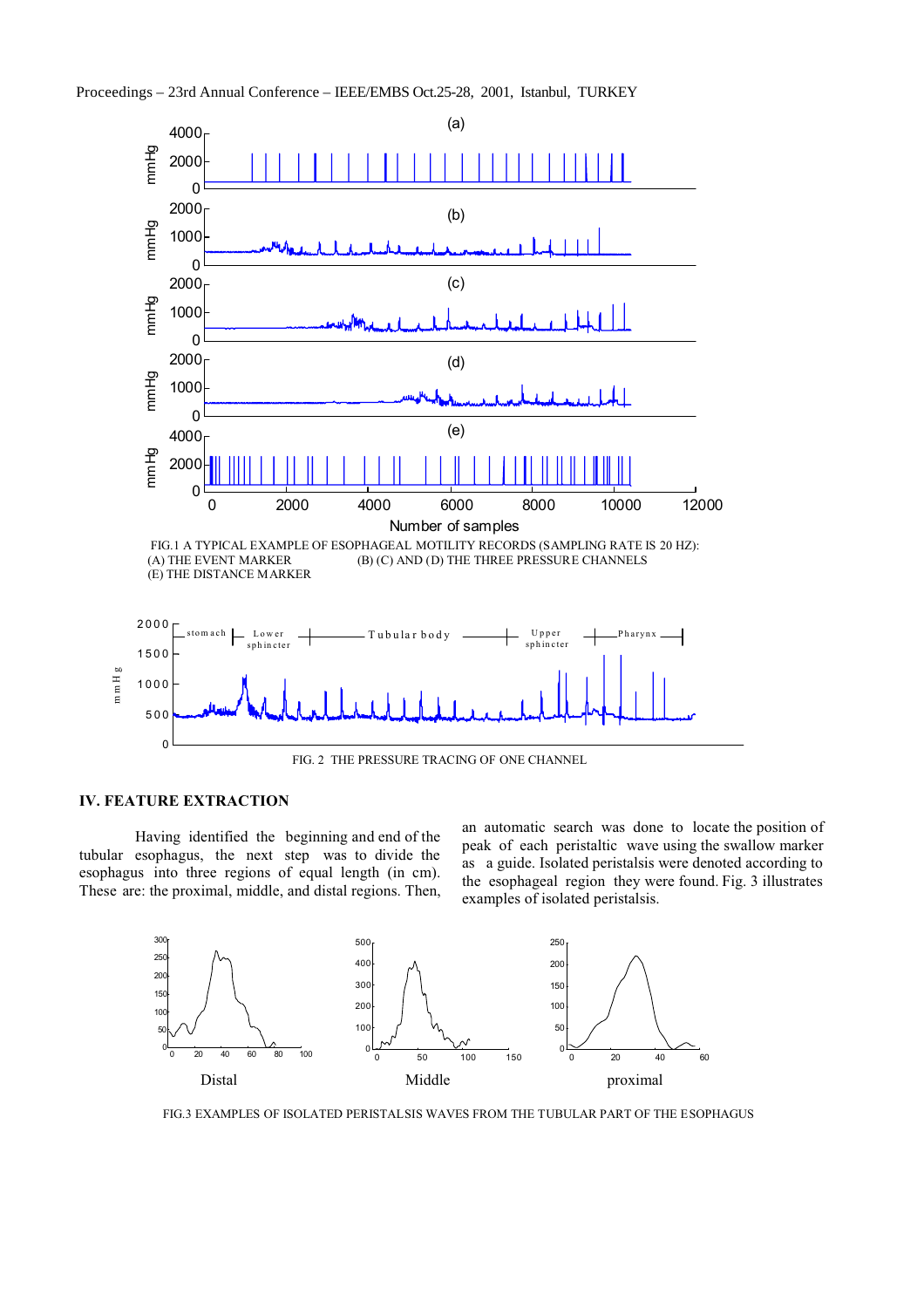FIG.1 A TYPICAL EXAMPLE OF ESOPHAGEAL MOTILITY RECORDS (SAMPLING RATE IS 20 HZ): (A) THE EVENT MARKER (B) (C) AND (D) THE THREE PRESSURE CHANNELS (E) THE DISTANCE MARKER

FIG. 2 THE PRESSURE TRACING OF ONE CHANNEL

## IV. FEATURE EXTRACTION

Having identified the beginning and end of the tubular esophagus, the next step was to divide the esophagus into three regions of equal length (in cm). These are: the proximal, middle, and distal regions. Then, an automatic search was done to locate the position of peak of each peristaltic wave using the swallow marker as a guide. Isolated peristalsis were denoted according to the esophageal region they were found. Fig. 3 illustrates examples of isolated peristalsis.

FIG.3 EXAMPLES OF ISOLATED PERISTALSIS WAVES FROM THE TUBULAR PART OF THE ESOPHAGUS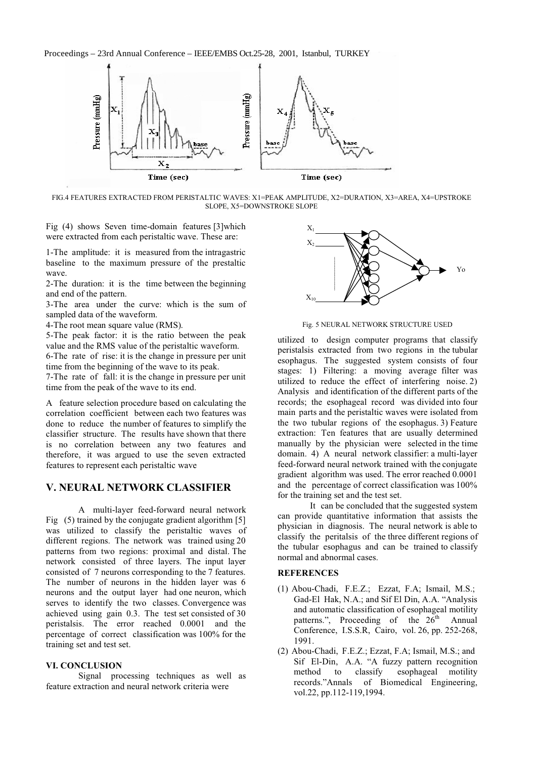FIG.4 FEATURES EXTRACTED FROM PERISTALTIC WAVES: X1=PEAK AMPLITUDE, X2=DURATION, X3=AREA, X4=UPSTROKE SLOPE, X5=DOWNSTROKE SLOPE

Fig (4) shows Seven time-domain features [3]which were extracted from each peristaltic wave. These are:

1-The amplitude: it is measured from the intragastric baseline to the maximum pressure of the prestaltic wave.
2-The duration: it is the time between the beginning and end of the pattern.
3-The area under the curve: which is the sum of sampled data of the waveform.
4-The root mean square value (RMS).
5-The peak factor: it is the ratio between the peak value and the RMS value of the peristaltic waveform.
6-The rate of rise: it is the change in pressure per unit time from the beginning of the wave to its peak.
7-The rate of fall: it is the change in pressure per unit time from the peak of the wave to its end.

A feature selection procedure based on calculating the correlation coefficient between each two features was done to reduce the number of features to simplify the classifier structure. The results have shown that there is no correlation between any two features and therefore, it was argued to use the seven extracted features to represent each peristaltic wave

## V. NEURAL NETWORK CLASSIFIER

A multi-layer feed-forward neural network Fig (5) trained by the conjugate gradient algorithm [5] was utilized to classify the peristaltic waves of different regions. The network was trained using 20 patterns from two regions: proximal and distal. The network consisted of three layers. The input layer consisted of 7 neurons corresponding to the 7 features. The number of neurons in the hidden layer was 6 neurons and the output layer had one neuron, which serves to identify the two classes. Convergence was achieved using gain 0.3. The test set consisted of 30 peristalsis. The error reached 0.0001 and the percentage of correct classification was 100% for the training set and test set.

### VI. CONCLUSION

Signal processing techniques as well as feature extraction and neural network criteria were utilized to design computer programs that classify peristalsis extracted from two regions in the tubular esophagus. The suggested system consists of four stages: 1) Filtering: a moving average filter was utilized to reduce the effect of interfering noise. 2) Analysis and identification of the different parts of the records; the esophageal record was divided into four main parts and the peristaltic waves were isolated from the two tubular regions of the esophagus. 3) Feature extraction: Ten features that are usually determined manually by the physician were selected in the time domain. 4) A neural network classifier: a multi-layer feed-forward neural network trained with the conjugate gradient algorithm was used. The error reached 0.0001 and the percentage of correct classification was 100% for the training set and the test set.

Fig. 5 NEURAL NETWORK STRUCTURE USED

It can be concluded that the suggested system can provide quantitative information that assists the physician in diagnosis. The neural network is able to classify the peritalsis of the three different regions of the tubular esophagus and can be trained to classify normal and abnormal cases.

### REFERENCES

(1) Abou-Chadi, F.E.Z.; Ezzat, F.A; Ismail, M.S.; Gad-El Hak, N.A.; and Sif El Din, A.A. "Analysis and automatic classification of esophageal motility patterns.", Proceeding of the 26th Annual Conference, I.S.S.R, Cairo, vol. 26, pp. 252-268, 1991.

(2) Abou-Chadi, F.E.Z.; Ezzat, F.A; Ismail, M.S.; and Sif El-Din, A.A. "A fuzzy pattern recognition method to classify esophageal motility records."Annals of Biomedical Engineering, vol.22, pp.112-119,1994.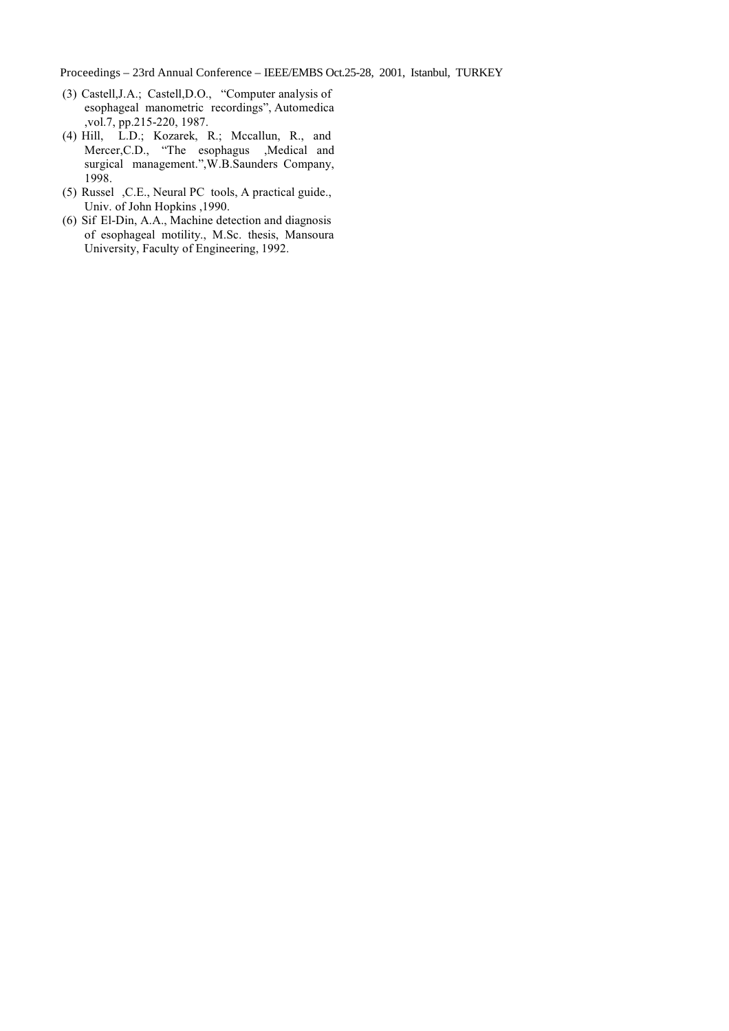(3) Castell,J.A.; Castell,D.O., "Computer analysis of esophageal manometric recordings", Automedica ,vol.7, pp.215-220, 1987.

(4) Hill, L.D.; Kozarek, R.; Mccallun, R., and Mercer,C.D., "The esophagus ,Medical and surgical management.",W.B.Saunders Company, 1998.

(5) Russel ,C.E., Neural PC tools, A practical guide., Univ. of John Hopkins ,1990.

(6) Sif El-Din, A.A., Machine detection and diagnosis of esophageal motility., M.Sc. thesis, Mansoura University, Faculty of Engineering, 1992.